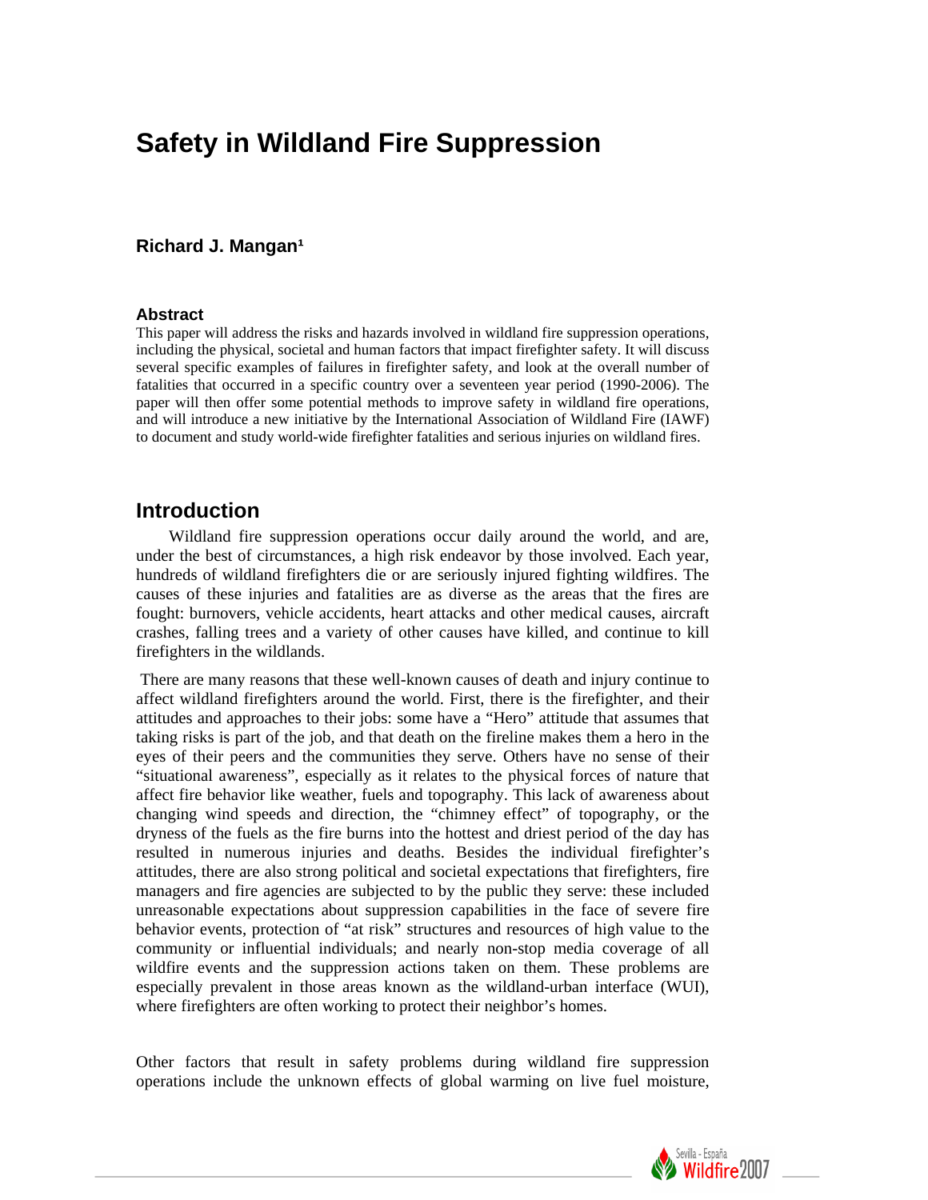# Safety in Wildland Fire Suppression

**Richard J. Mangan[1]**

### Abstract

This paper will address the risks and hazards involved in wildland fire suppression operations, including the physical, societal and human factors that impact firefighter safety. It will discuss several specific examples of failures in firefighter safety, and look at the overall number of fatalities that occurred in a specific country over a seventeen year period (1990-2006). The paper will then offer some potential methods to improve safety in wildland fire operations, and will introduce a new initiative by the International Association of Wildland Fire (IAWF) to document and study world-wide firefighter fatalities and serious injuries on wildland fires.

## Introduction

Wildland fire suppression operations occur daily around the world, and are, under the best of circumstances, a high risk endeavor by those involved. Each year, hundreds of wildland firefighters die or are seriously injured fighting wildfires. The causes of these injuries and fatalities are as diverse as the areas that the fires are fought: burnovers, vehicle accidents, heart attacks and other medical causes, aircraft crashes, falling trees and a variety of other causes have killed, and continue to kill firefighters in the wildlands.

There are many reasons that these well-known causes of death and injury continue to affect wildland firefighters around the world. First, there is the firefighter, and their attitudes and approaches to their jobs: some have a "Hero" attitude that assumes that taking risks is part of the job, and that death on the fireline makes them a hero in the eyes of their peers and the communities they serve. Others have no sense of their "situational awareness", especially as it relates to the physical forces of nature that affect fire behavior like weather, fuels and topography. This lack of awareness about changing wind speeds and direction, the "chimney effect" of topography, or the dryness of the fuels as the fire burns into the hottest and driest period of the day has resulted in numerous injuries and deaths. Besides the individual firefighter's attitudes, there are also strong political and societal expectations that firefighters, fire managers and fire agencies are subjected to by the public they serve: these included unreasonable expectations about suppression capabilities in the face of severe fire behavior events, protection of "at risk" structures and resources of high value to the community or influential individuals; and nearly non-stop media coverage of all wildfire events and the suppression actions taken on them. These problems are especially prevalent in those areas known as the wildland-urban interface (WUI), where firefighters are often working to protect their neighbor's homes.

Other factors that result in safety problems during wildland fire suppression operations include the unknown effects of global warming on live fuel moisture,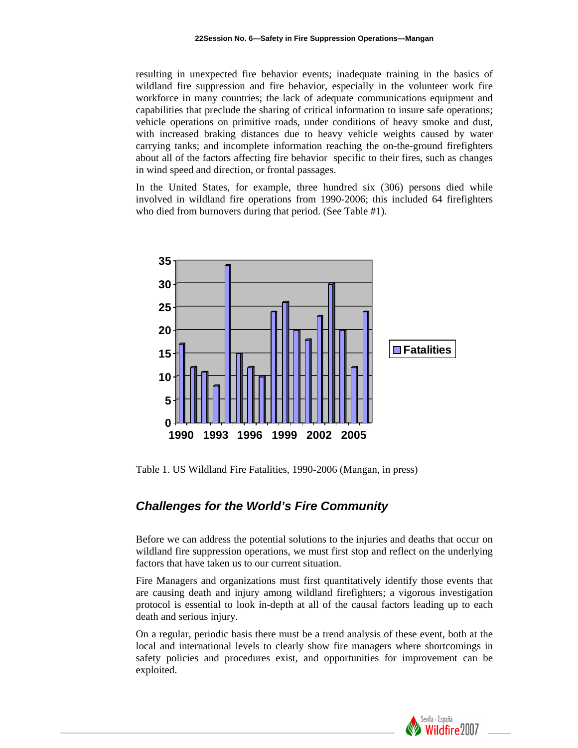resulting in unexpected fire behavior events; inadequate training in the basics of wildland fire suppression and fire behavior, especially in the volunteer work fire workforce in many countries; the lack of adequate communications equipment and capabilities that preclude the sharing of critical information to insure safe operations; vehicle operations on primitive roads, under conditions of heavy smoke and dust, with increased braking distances due to heavy vehicle weights caused by water carrying tanks; and incomplete information reaching the on-the-ground firefighters about all of the factors affecting fire behavior specific to their fires, such as changes in wind speed and direction, or frontal passages.

In the United States, for example, three hundred six (306) persons died while involved in wildland fire operations from 1990-2006; this included 64 firefighters who died from burnovers during that period. (See Table #1).

Table 1. US Wildland Fire Fatalities, 1990-2006 (Mangan, in press)

## *Challenges for the World's Fire Community*

Before we can address the potential solutions to the injuries and deaths that occur on wildland fire suppression operations, we must first stop and reflect on the underlying factors that have taken us to our current situation.

Fire Managers and organizations must first quantitatively identify those events that are causing death and injury among wildland firefighters; a vigorous investigation protocol is essential to look in-depth at all of the causal factors leading up to each death and serious injury.

On a regular, periodic basis there must be a trend analysis of these event, both at the local and international levels to clearly show fire managers where shortcomings in safety policies and procedures exist, and opportunities for improvement can be exploited.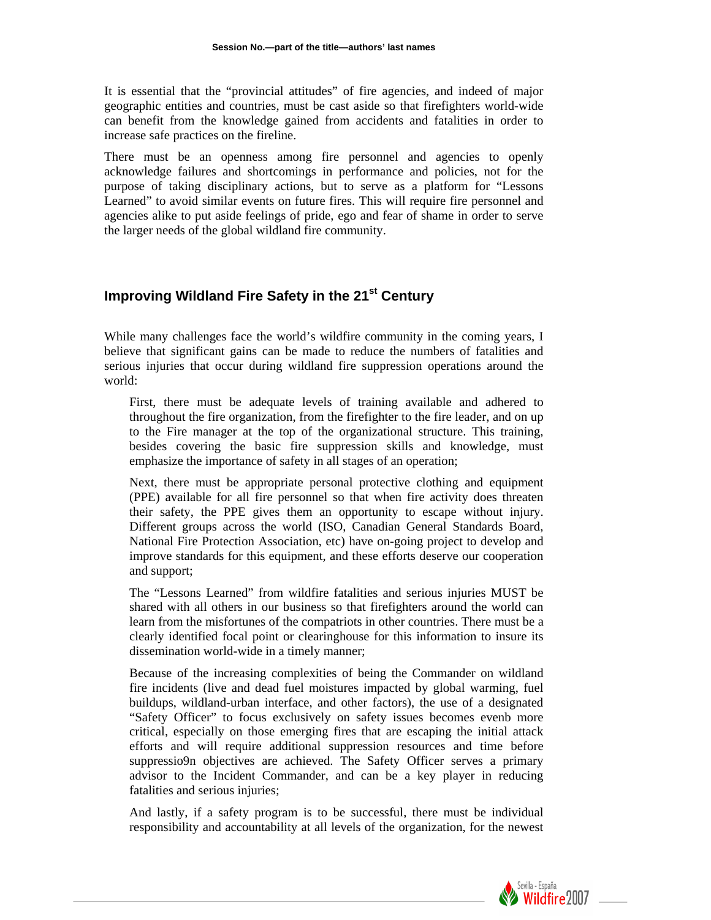It is essential that the "provincial attitudes" of fire agencies, and indeed of major geographic entities and countries, must be cast aside so that firefighters world-wide can benefit from the knowledge gained from accidents and fatalities in order to increase safe practices on the fireline.

There must be an openness among fire personnel and agencies to openly acknowledge failures and shortcomings in performance and policies, not for the purpose of taking disciplinary actions, but to serve as a platform for "Lessons Learned" to avoid similar events on future fires. This will require fire personnel and agencies alike to put aside feelings of pride, ego and fear of shame in order to serve the larger needs of the global wildland fire community.

## Improving Wildland Fire Safety in the 21st Century

While many challenges face the world's wildfire community in the coming years, I believe that significant gains can be made to reduce the numbers of fatalities and serious injuries that occur during wildland fire suppression operations around the world:

First, there must be adequate levels of training available and adhered to throughout the fire organization, from the firefighter to the fire leader, and on up to the Fire manager at the top of the organizational structure. This training, besides covering the basic fire suppression skills and knowledge, must emphasize the importance of safety in all stages of an operation;

Next, there must be appropriate personal protective clothing and equipment (PPE) available for all fire personnel so that when fire activity does threaten their safety, the PPE gives them an opportunity to escape without injury. Different groups across the world (ISO, Canadian General Standards Board, National Fire Protection Association, etc) have on-going project to develop and improve standards for this equipment, and these efforts deserve our cooperation and support;

The "Lessons Learned" from wildfire fatalities and serious injuries MUST be shared with all others in our business so that firefighters around the world can learn from the misfortunes of the compatriots in other countries. There must be a clearly identified focal point or clearinghouse for this information to insure its dissemination world-wide in a timely manner;

Because of the increasing complexities of being the Commander on wildland fire incidents (live and dead fuel moistures impacted by global warming, fuel buildups, wildland-urban interface, and other factors), the use of a designated "Safety Officer" to focus exclusively on safety issues becomes evenb more critical, especially on those emerging fires that are escaping the initial attack efforts and will require additional suppression resources and time before suppressio9n objectives are achieved. The Safety Officer serves a primary advisor to the Incident Commander, and can be a key player in reducing fatalities and serious injuries;

And lastly, if a safety program is to be successful, there must be individual responsibility and accountability at all levels of the organization, for the newest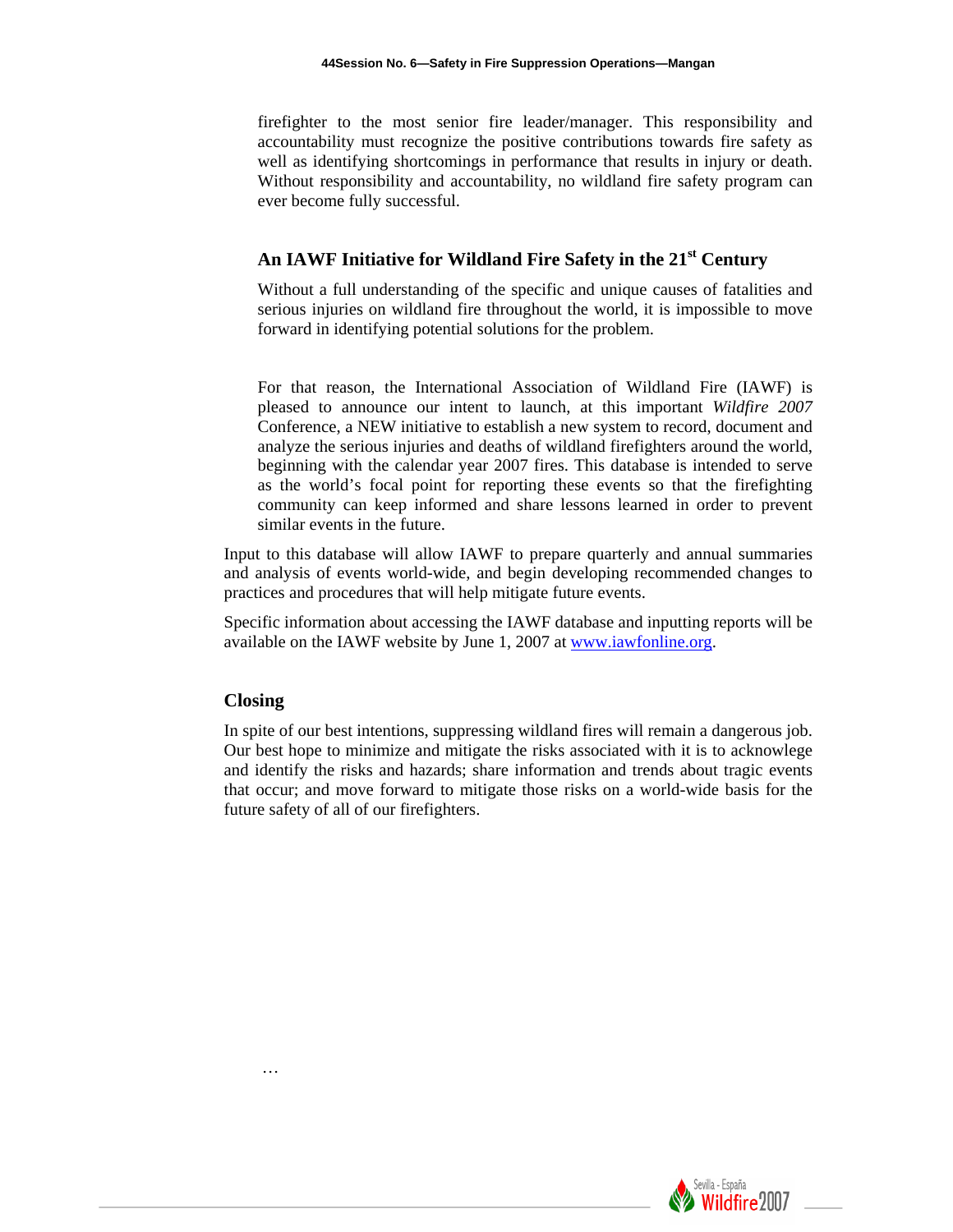firefighter to the most senior fire leader/manager. This responsibility and accountability must recognize the positive contributions towards fire safety as well as identifying shortcomings in performance that results in injury or death. Without responsibility and accountability, no wildland fire safety program can ever become fully successful.

## An IAWF Initiative for Wildland Fire Safety in the 21st Century

Without a full understanding of the specific and unique causes of fatalities and serious injuries on wildland fire throughout the world, it is impossible to move forward in identifying potential solutions for the problem.

For that reason, the International Association of Wildland Fire (IAWF) is pleased to announce our intent to launch, at this important *Wildfire 2007* Conference, a NEW initiative to establish a new system to record, document and analyze the serious injuries and deaths of wildland firefighters around the world, beginning with the calendar year 2007 fires. This database is intended to serve as the world's focal point for reporting these events so that the firefighting community can keep informed and share lessons learned in order to prevent similar events in the future.

Input to this database will allow IAWF to prepare quarterly and annual summaries and analysis of events world-wide, and begin developing recommended changes to practices and procedures that will help mitigate future events.

Specific information about accessing the IAWF database and inputting reports will be available on the IAWF website by June 1, 2007 at www.iawfonline.org.

## Closing

In spite of our best intentions, suppressing wildland fires will remain a dangerous job. Our best hope to minimize and mitigate the risks associated with it is to acknowlege and identify the risks and hazards; share information and trends about tragic events that occur; and move forward to mitigate those risks on a world-wide basis for the future safety of all of our firefighters.

…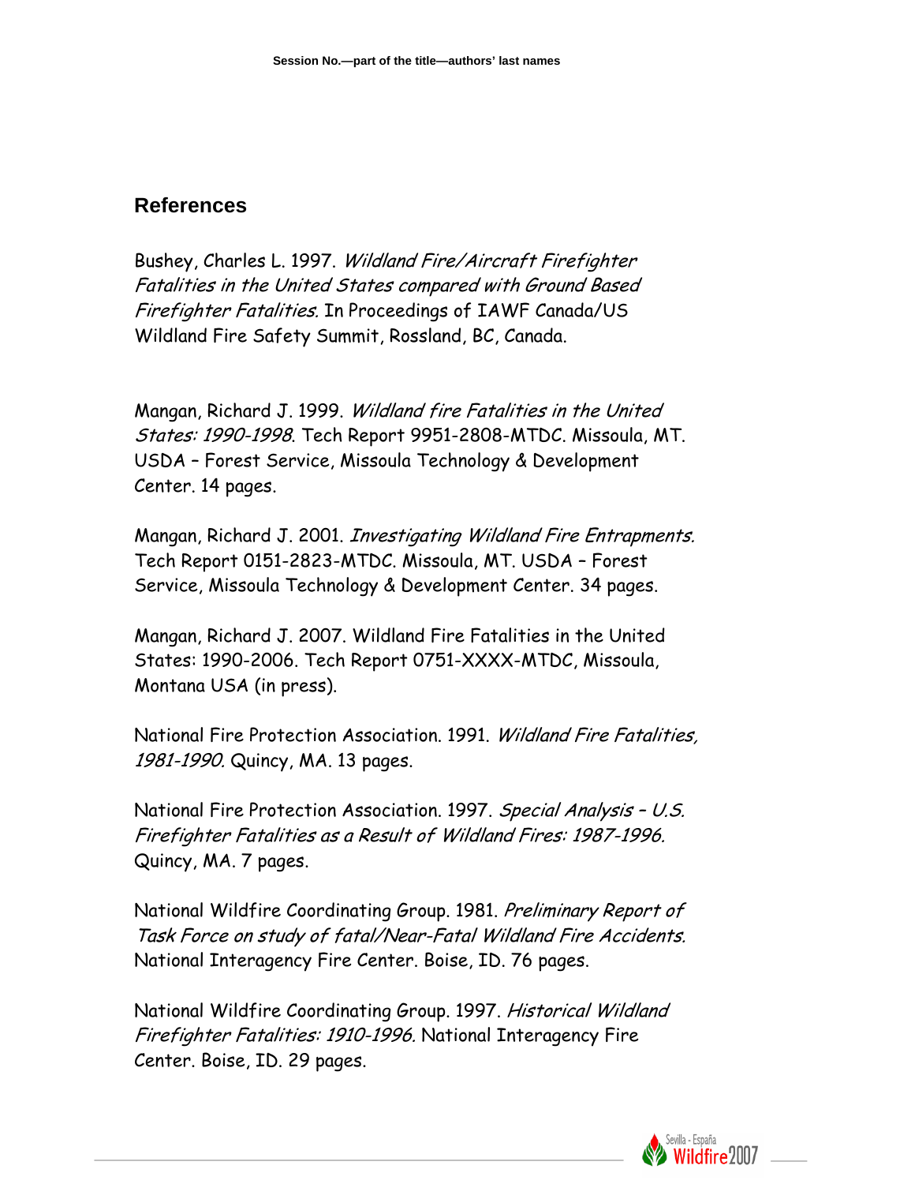## References

Bushey, Charles L. 1997. *Wildland Fire/Aircraft Firefighter Fatalities in the United States compared with Ground Based Firefighter Fatalities.* In Proceedings of IAWF Canada/US Wildland Fire Safety Summit, Rossland, BC, Canada.

Mangan, Richard J. 1999. *Wildland fire Fatalities in the United States: 1990-1998.* Tech Report 9951-2808-MTDC. Missoula, MT. USDA – Forest Service, Missoula Technology & Development Center. 14 pages.

Mangan, Richard J. 2001. *Investigating Wildland Fire Entrapments.* Tech Report 0151-2823-MTDC. Missoula, MT. USDA – Forest Service, Missoula Technology & Development Center. 34 pages.

Mangan, Richard J. 2007. Wildland Fire Fatalities in the United States: 1990-2006. Tech Report 0751-XXXX-MTDC, Missoula, Montana USA (in press).

National Fire Protection Association. 1991. *Wildland Fire Fatalities, 1981-1990.* Quincy, MA. 13 pages.

National Fire Protection Association. 1997. *Special Analysis – U.S. Firefighter Fatalities as a Result of Wildland Fires: 1987-1996.* Quincy, MA. 7 pages.

National Wildfire Coordinating Group. 1981. *Preliminary Report of Task Force on study of fatal/Near-Fatal Wildland Fire Accidents.* National Interagency Fire Center. Boise, ID. 76 pages.

National Wildfire Coordinating Group. 1997. *Historical Wildland Firefighter Fatalities: 1910-1996.* National Interagency Fire Center. Boise, ID. 29 pages.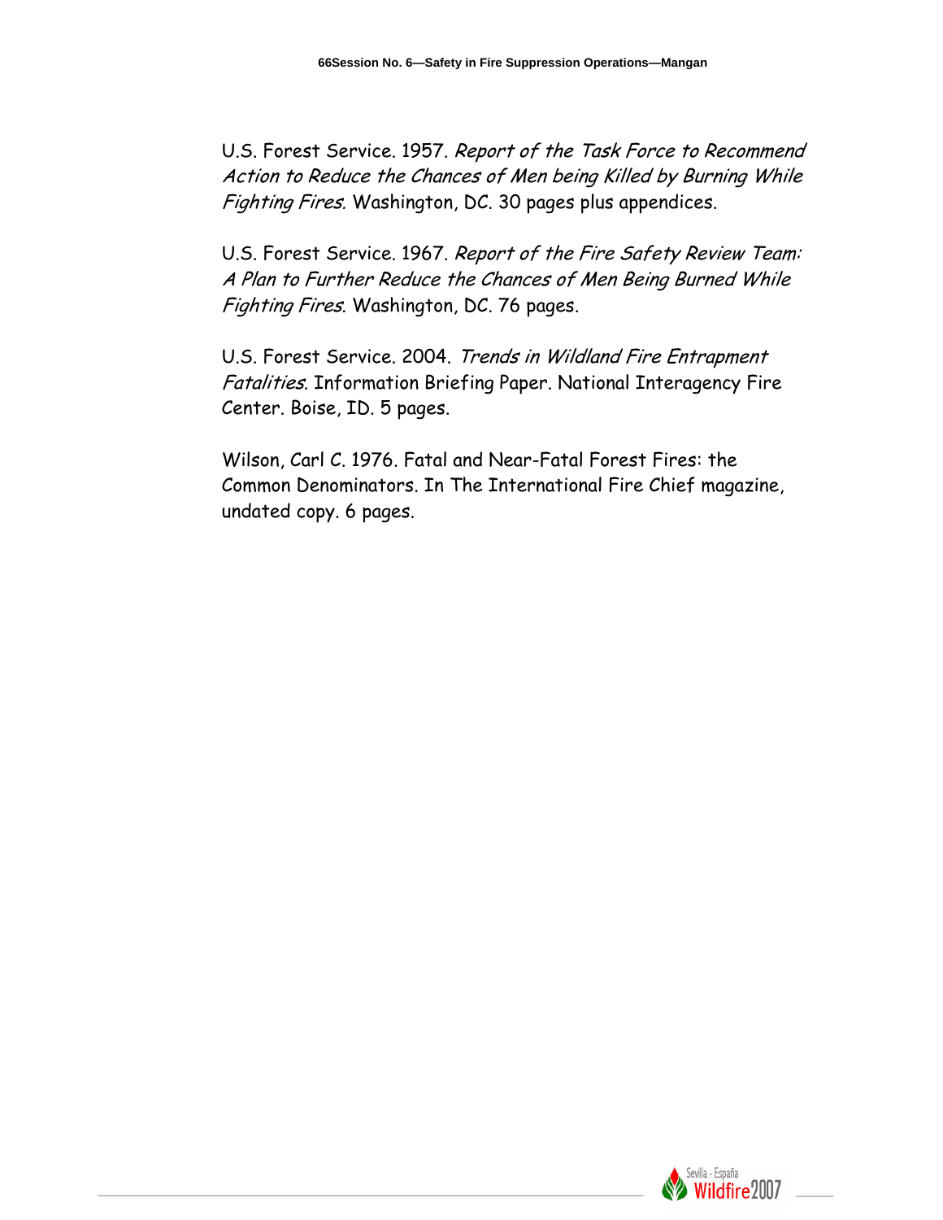U.S. Forest Service. 1957. *Report of the Task Force to Recommend Action to Reduce the Chances of Men being Killed by Burning While Fighting Fires.* Washington, DC. 30 pages plus appendices.

U.S. Forest Service. 1967. *Report of the Fire Safety Review Team: A Plan to Further Reduce the Chances of Men Being Burned While Fighting Fires*. Washington, DC. 76 pages.

U.S. Forest Service. 2004. *Trends in Wildland Fire Entrapment Fatalities.* Information Briefing Paper. National Interagency Fire Center. Boise, ID. 5 pages.

Wilson, Carl C. 1976. Fatal and Near-Fatal Forest Fires: the Common Denominators. In The International Fire Chief magazine, undated copy. 6 pages.